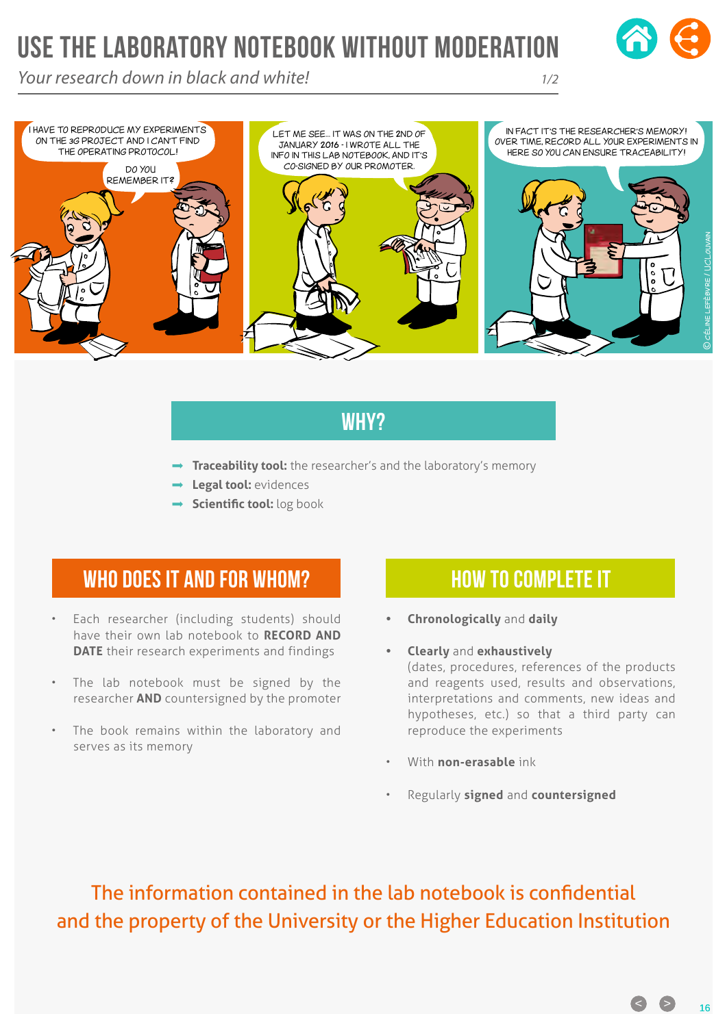# USE THE LABORATORY NOTEBOOK WITHOUT MODERATION

*Your research down in black and white!*

I HAVE TO REPRODUCE MY EXPERIMENTS ON THE 3G PROJECT AND I CAN'T FIND THE OPERATING PROTOCOL!

DO YOU REMEMBER IT?

LET ME SEE... IT WAS ON THE 2ND OF JANUARY 2016 - I WROTE ALL THE INFO IN THIS LAB NOTEBOOK, AND IT'S CO-SIGNED BY OUR PROMOTER.

IN FACT IT'S THE RESEARCHER'S MEMORY! OVER TIME, RECORD ALL YOUR EXPERIMENTS IN HERE SO YOU CAN ENSURE TRACEABILITY!

© CÉLINE LEFÈBVRE / UCLOUVAIN

## WHY?

- **Traceability tool:** the researcher's and the laboratory's memory
- **Legal tool:** evidences
- **Scientific tool:** log book

## WHO DOES IT AND FOR WHOM?

- Each researcher (including students) should have their own lab notebook to **RECORD AND DATE** their research experiments and findings
- The lab notebook must be signed by the researcher **AND** countersigned by the promoter
- The book remains within the laboratory and serves as its memory

## HOW TO COMPLETE IT

- **Chronologically** and **daily**
- **Clearly** and **exhaustively** (dates, procedures, references of the products and reagents used, results and observations, interpretations and comments, new ideas and hypotheses, etc.) so that a third party can reproduce the experiments
- With **non-erasable** ink
- Regularly **signed** and **countersigned**

The information contained in the lab notebook is confidential and the property of the University or the Higher Education Institution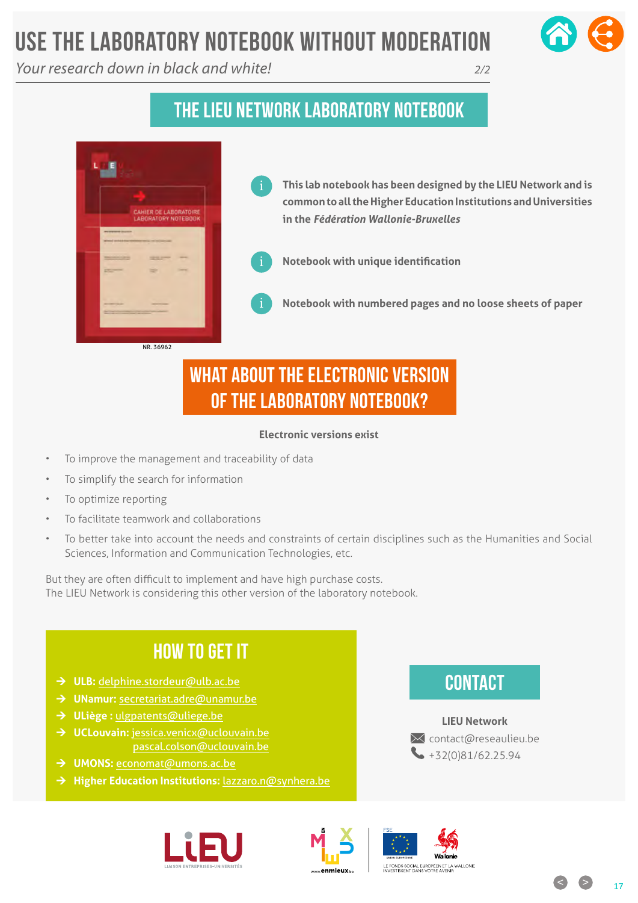# USE THE LABORATORY NOTEBOOK WITHOUT MODERATION

*Your research down in black and white!*

## THE LIEU NETWORK LABORATORY NOTEBOOK

CAHIER DE LABORATOIRE
LABORATORY NOTEBOOK

NR. 36962

- **This lab notebook has been designed by the LIEU Network and is common to all the Higher Education Institutions and Universities in the *Fédération Wallonie-Bruxelles***
- **Notebook with unique identification**
- **Notebook with numbered pages and no loose sheets of paper**

## WHAT ABOUT THE ELECTRONIC VERSION OF THE LABORATORY NOTEBOOK?

**Electronic versions exist**

- To improve the management and traceability of data
- To simplify the search for information
- To optimize reporting
- To facilitate teamwork and collaborations
- To better take into account the needs and constraints of certain disciplines such as the Humanities and Social Sciences, Information and Communication Technologies, etc.

But they are often difficult to implement and have high purchase costs.
The LIEU Network is considering this other version of the laboratory notebook.

## HOW TO GET IT

- **ULB:** delphine.stordeur@ulb.ac.be
- **UNamur:** secretariat.adre@unamur.be
- **ULiège :** ulgpatents@uliege.be
- **UCLouvain:** jessica.venicx@uclouvain.be
  pascal.colson@uclouvain.be
- **UMONS:** economat@umons.ac.be
- **Higher Education Institutions:** lazzaro.n@synhera.be

## CONTACT

**LIEU Network**

contact@reseaulieu.be

+32(0)81/62.25.94

LIEU — LIAISON ENTREPRISES-UNIVERSITÉS

www.enmieux.be

FSE — UNION EUROPÉENNE — Wallonie

LE FONDS SOCIAL EUROPÉEN ET LA WALLONIE INVESTISSENT DANS VOTRE AVENIR